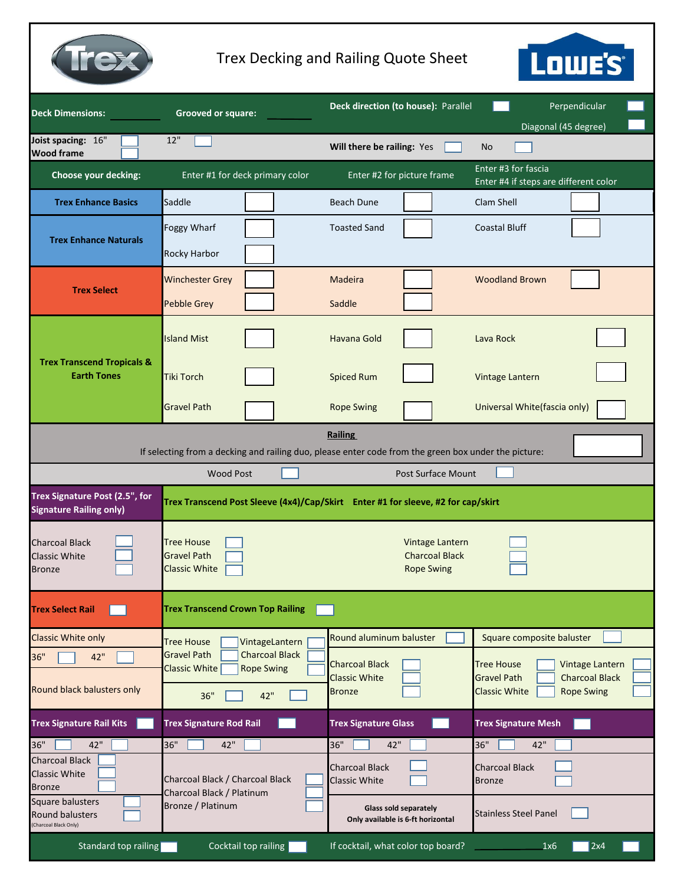# Trex Decking and Railing Quote Sheet

**Deck Dimensions:** ________ **Grooved or square:** ________

**Deck direction (to house):** Parallel ☐ Perpendicular ☐ Diagonal (45 degree) ☐

**Joist spacing:** 16" ☐ 12" ☐

**Wood frame** ☐

**Will there be railing:** Yes ☐ No ☐

| **Choose your decking:** | Enter #1 for deck primary color | Enter #2 for picture frame | Enter #3 for fascia<br>Enter #4 if steps are different color |
|---|---|---|---|
| **Trex Enhance Basics** | Saddle ☐ | Beach Dune ☐ | Clam Shell ☐ |
| **Trex Enhance Naturals** | Foggy Wharf ☐<br>Rocky Harbor ☐ | Toasted Sand ☐ | Coastal Bluff ☐ |
| **Trex Select** | Winchester Grey ☐<br>Pebble Grey ☐ | Madeira ☐<br>Saddle ☐ | Woodland Brown ☐ |
| **Trex Transcend Tropicals & Earth Tones** | Island Mist ☐<br>Tiki Torch ☐<br>Gravel Path ☐ | Havana Gold ☐<br>Spiced Rum ☐<br>Rope Swing ☐ | Lava Rock ☐<br>Vintage Lantern ☐<br>Universal White(fascia only) ☐ |

## Railing

If selecting from a decking and railing duo, please enter code from the green box under the picture: ☐

Wood Post ☐ Post Surface Mount ☐

| **Trex Signature Post (2.5", for Signature Railing only)** | **Trex Transcend Post Sleeve (4x4)/Cap/Skirt Enter #1 for sleeve, #2 for cap/skirt** | |
|---|---|---|
| Charcoal Black ☐<br>Classic White ☐<br>Bronze ☐ | Tree House ☐<br>Gravel Path ☐<br>Classic White ☐ | Vintage Lantern ☐<br>Charcoal Black ☐<br>Rope Swing ☐ |

| **Trex Select Rail** ☐ | **Trex Transcend Crown Top Railing** ☐ | | |
|---|---|---|---|
| Classic White only<br>36" ☐ 42" ☐<br>Round black balusters only | Tree House ☐ VintageLantern ☐<br>Gravel Path ☐ Charcoal Black ☐<br>Classic White ☐ Rope Swing ☐<br>36" ☐ 42" ☐ | Round aluminum baluster ☐<br>Charcoal Black ☐<br>Classic White ☐<br>Bronze ☐ | Square composite baluster ☐<br>Tree House ☐ Vintage Lantern ☐<br>Gravel Path ☐ Charcoal Black ☐<br>Classic White ☐ Rope Swing ☐ |

| **Trex Signature Rail Kits** ☐ | **Trex Signature Rod Rail** ☐ | **Trex Signature Glass** ☐ | **Trex Signature Mesh** ☐ |
|---|---|---|---|
| 36" ☐ 42" ☐ | 36" ☐ 42" ☐ | 36" ☐ 42" ☐ | 36" ☐ 42" ☐ |
| Charcoal Black ☐<br>Classic White ☐<br>Bronze ☐ | Charcoal Black / Charcoal Black ☐<br>Charcoal Black / Platinum ☐<br>Bronze / Platinum ☐ | Charcoal Black ☐<br>Classic White ☐ | Charcoal Black ☐<br>Bronze ☐ |
| Square balusters ☐<br>Round balusters ☐<br>(Charcoal Black Only) | | **Glass sold separately**<br>**Only available is 6-ft horizontal** | Stainless Steel Panel ☐ |

Standard top railing ☐ Cocktail top railing ☐ If cocktail, what color top board? ________ 1x6 ☐ 2x4 ☐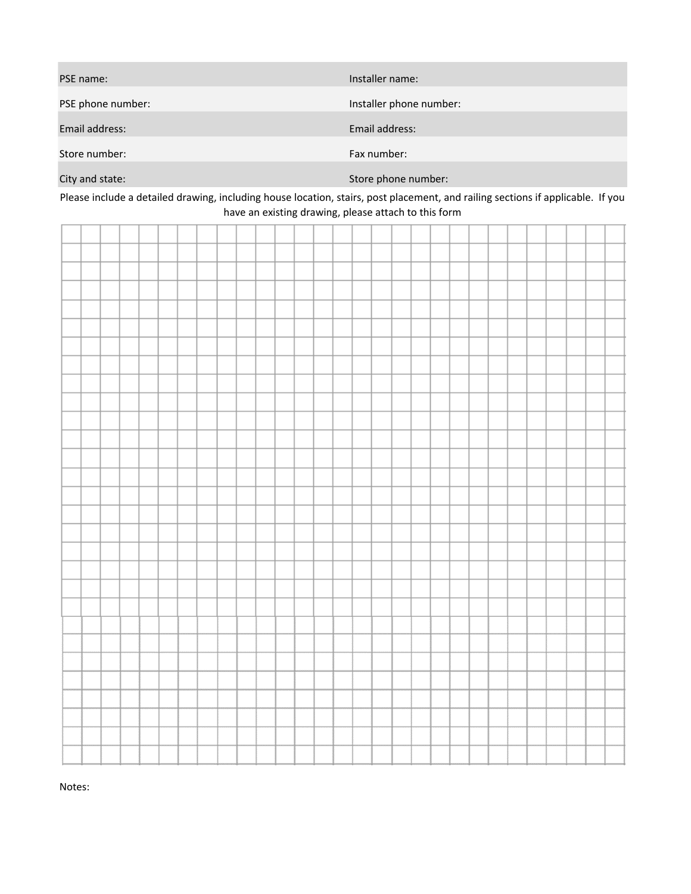| | |
|---|---|
| PSE name: | Installer name: |
| PSE phone number: | Installer phone number: |
| Email address: | Email address: |
| Store number: | Fax number: |
| City and state: | Store phone number: |

Please include a detailed drawing, including house location, stairs, post placement, and railing sections if applicable. If you have an existing drawing, please attach to this form

Notes: